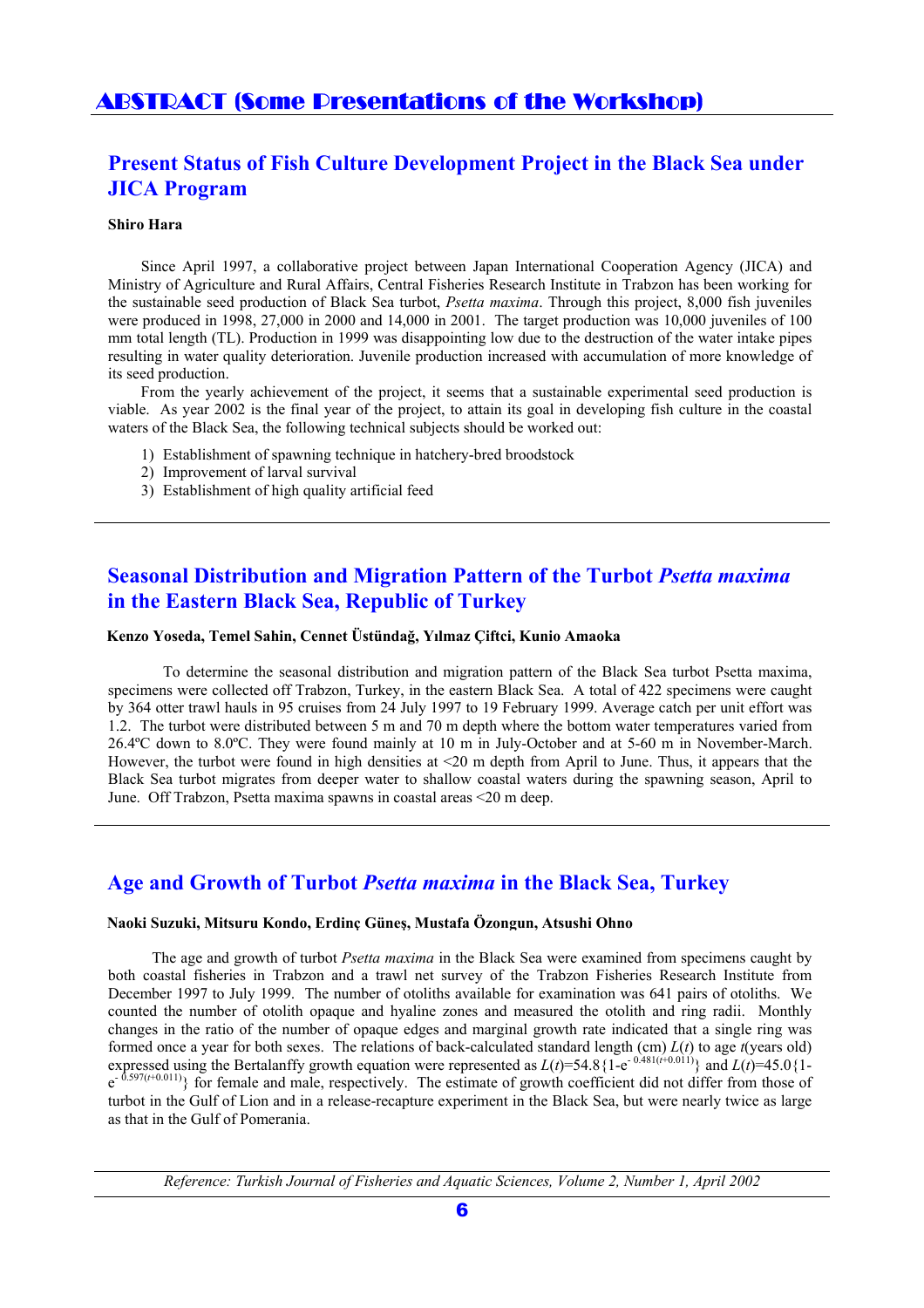# ABSTRACT (Some Presentations of the Workshop)

## Present Status of Fish Culture Development Project in the Black Sea under JICA Program

**Shiro Hara**

Since April 1997, a collaborative project between Japan International Cooperation Agency (JICA) and Ministry of Agriculture and Rural Affairs, Central Fisheries Research Institute in Trabzon has been working for the sustainable seed production of Black Sea turbot, *Psetta maxima*. Through this project, 8,000 fish juveniles were produced in 1998, 27,000 in 2000 and 14,000 in 2001. The target production was 10,000 juveniles of 100 mm total length (TL). Production in 1999 was disappointing low due to the destruction of the water intake pipes resulting in water quality deterioration. Juvenile production increased with accumulation of more knowledge of its seed production.

From the yearly achievement of the project, it seems that a sustainable experimental seed production is viable. As year 2002 is the final year of the project, to attain its goal in developing fish culture in the coastal waters of the Black Sea, the following technical subjects should be worked out:

1) Establishment of spawning technique in hatchery-bred broodstock
2) Improvement of larval survival
3) Establishment of high quality artificial feed

## Seasonal Distribution and Migration Pattern of the Turbot *Psetta maxima* in the Eastern Black Sea, Republic of Turkey

**Kenzo Yoseda, Temel Sahin, Cennet Üstündağ, Yılmaz Çiftci, Kunio Amaoka**

To determine the seasonal distribution and migration pattern of the Black Sea turbot Psetta maxima, specimens were collected off Trabzon, Turkey, in the eastern Black Sea. A total of 422 specimens were caught by 364 otter trawl hauls in 95 cruises from 24 July 1997 to 19 February 1999. Average catch per unit effort was 1.2. The turbot were distributed between 5 m and 70 m depth where the bottom water temperatures varied from 26.4ºC down to 8.0ºC. They were found mainly at 10 m in July-October and at 5-60 m in November-March. However, the turbot were found in high densities at <20 m depth from April to June. Thus, it appears that the Black Sea turbot migrates from deeper water to shallow coastal waters during the spawning season, April to June. Off Trabzon, Psetta maxima spawns in coastal areas <20 m deep.

## Age and Growth of Turbot *Psetta maxima* in the Black Sea, Turkey

**Naoki Suzuki, Mitsuru Kondo, Erdinç Güneş, Mustafa Özongun, Atsushi Ohno**

The age and growth of turbot *Psetta maxima* in the Black Sea were examined from specimens caught by both coastal fisheries in Trabzon and a trawl net survey of the Trabzon Fisheries Research Institute from December 1997 to July 1999. The number of otoliths available for examination was 641 pairs of otoliths. We counted the number of otolith opaque and hyaline zones and measured the otolith and ring radii. Monthly changes in the ratio of the number of opaque edges and marginal growth rate indicated that a single ring was formed once a year for both sexes. The relations of back-calculated standard length (cm) $L(t)$ to age $t$(years old) expressed using the Bertalanffy growth equation were represented as $L(t)=54.8\{1-e^{-0.481(t+0.011)}\}$ and $L(t)=45.0\{1-e^{-0.597(t+0.011)}\}$ for female and male, respectively. The estimate of growth coefficient did not differ from those of turbot in the Gulf of Lion and in a release-recapture experiment in the Black Sea, but were nearly twice as large as that in the Gulf of Pomerania.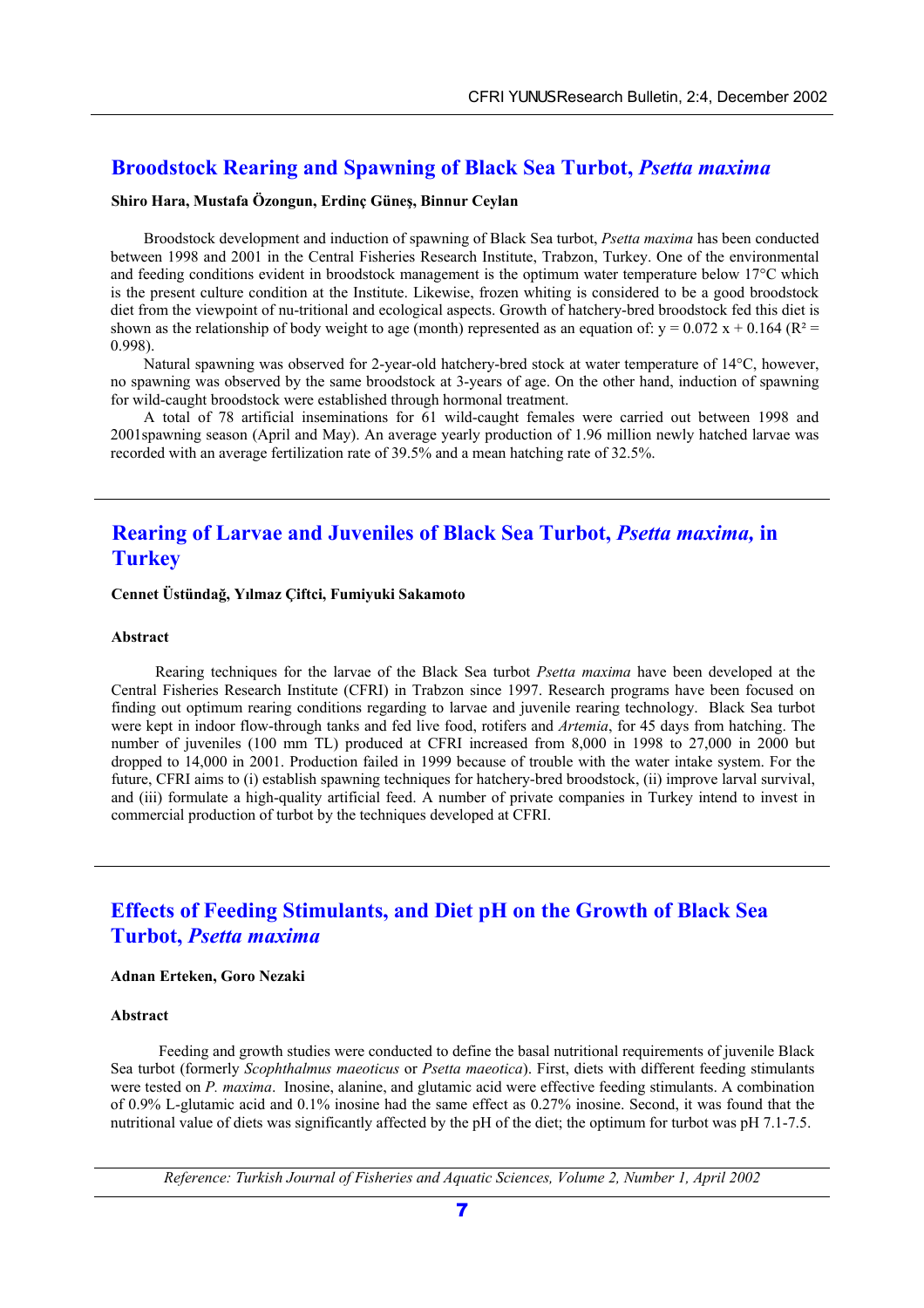## Broodstock Rearing and Spawning of Black Sea Turbot, *Psetta maxima*

**Shiro Hara, Mustafa Özongun, Erdinç Güneş, Binnur Ceylan**

Broodstock development and induction of spawning of Black Sea turbot, *Psetta maxima* has been conducted between 1998 and 2001 in the Central Fisheries Research Institute, Trabzon, Turkey. One of the environmental and feeding conditions evident in broodstock management is the optimum water temperature below 17°C which is the present culture condition at the Institute. Likewise, frozen whiting is considered to be a good broodstock diet from the viewpoint of nu-tritional and ecological aspects. Growth of hatchery-bred broodstock fed this diet is shown as the relationship of body weight to age (month) represented as an equation of: $y = 0.072\,x + 0.164$ ($R^2 = 0.998$).

Natural spawning was observed for 2-year-old hatchery-bred stock at water temperature of 14°C, however, no spawning was observed by the same broodstock at 3-years of age. On the other hand, induction of spawning for wild-caught broodstock were established through hormonal treatment.

A total of 78 artificial inseminations for 61 wild-caught females were carried out between 1998 and 2001spawning season (April and May). An average yearly production of 1.96 million newly hatched larvae was recorded with an average fertilization rate of 39.5% and a mean hatching rate of 32.5%.

---

## Rearing of Larvae and Juveniles of Black Sea Turbot, *Psetta maxima,* in Turkey

**Cennet Üstündağ, Yılmaz Çiftci, Fumiyuki Sakamoto**

#### Abstract

Rearing techniques for the larvae of the Black Sea turbot *Psetta maxima* have been developed at the Central Fisheries Research Institute (CFRI) in Trabzon since 1997. Research programs have been focused on finding out optimum rearing conditions regarding to larvae and juvenile rearing technology. Black Sea turbot were kept in indoor flow-through tanks and fed live food, rotifers and *Artemia*, for 45 days from hatching. The number of juveniles (100 mm TL) produced at CFRI increased from 8,000 in 1998 to 27,000 in 2000 but dropped to 14,000 in 2001. Production failed in 1999 because of trouble with the water intake system. For the future, CFRI aims to (i) establish spawning techniques for hatchery-bred broodstock, (ii) improve larval survival, and (iii) formulate a high-quality artificial feed. A number of private companies in Turkey intend to invest in commercial production of turbot by the techniques developed at CFRI.

---

## Effects of Feeding Stimulants, and Diet pH on the Growth of Black Sea Turbot, *Psetta maxima*

**Adnan Erteken, Goro Nezaki**

#### Abstract

Feeding and growth studies were conducted to define the basal nutritional requirements of juvenile Black Sea turbot (formerly *Scophthalmus maeoticus* or *Psetta maeotica*). First, diets with different feeding stimulants were tested on *P. maxima*. Inosine, alanine, and glutamic acid were effective feeding stimulants. A combination of 0.9% L-glutamic acid and 0.1% inosine had the same effect as 0.27% inosine. Second, it was found that the nutritional value of diets was significantly affected by the pH of the diet; the optimum for turbot was pH 7.1-7.5.

---

*Reference: Turkish Journal of Fisheries and Aquatic Sciences, Volume 2, Number 1, April 2002*